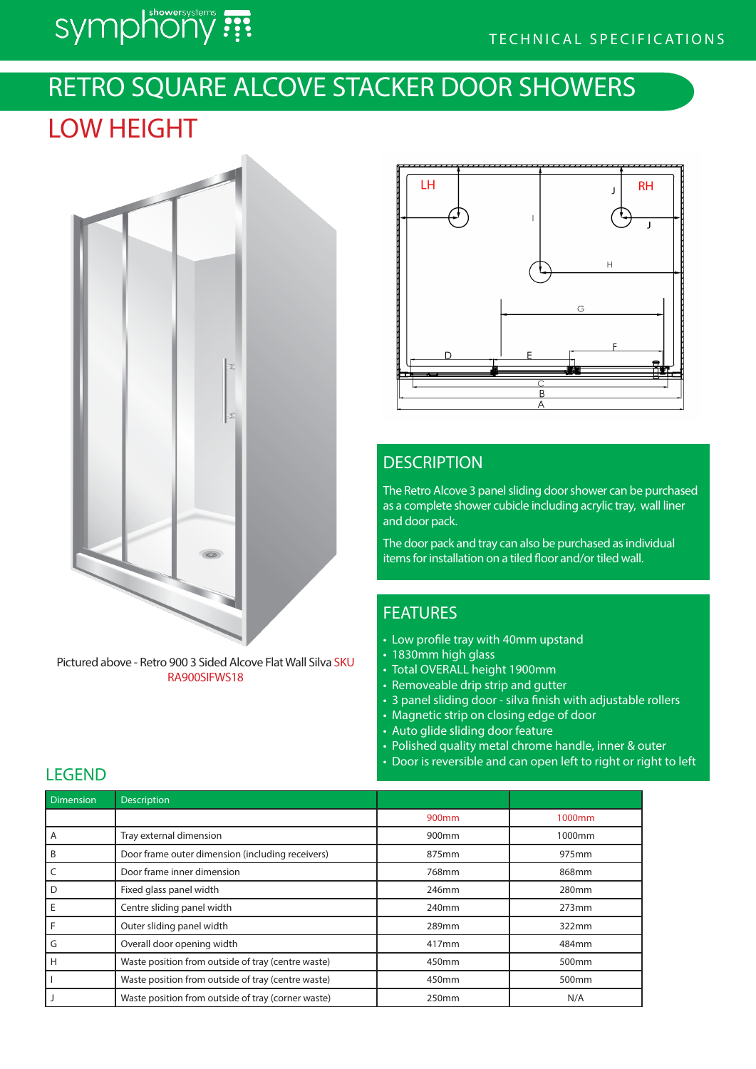symphony showersystems

TECHNICAL SPECIFICATIONS

# RETRO SQUARE ALCOVE STACKER DOOR SHOWERS

## LOW HEIGHT

Pictured above - Retro 900 3 Sided Alcove Flat Wall Silva SKU RA900SIFWS18

## DESCRIPTION

The Retro Alcove 3 panel sliding door shower can be purchased as a complete shower cubicle including acrylic tray, wall liner and door pack.

The door pack and tray can also be purchased as individual items for installation on a tiled floor and/or tiled wall.

## FEATURES

- Low profile tray with 40mm upstand
- 1830mm high glass
- Total OVERALL height 1900mm
- Removeable drip strip and gutter
- 3 panel sliding door - silva finish with adjustable rollers
- Magnetic strip on closing edge of door
- Auto glide sliding door feature
- Polished quality metal chrome handle, inner & outer
- Door is reversible and can open left to right or right to left

## LEGEND

| Dimension | Description | | |
|---|---|---|---|
| | | 900mm | 1000mm |
| A | Tray external dimension | 900mm | 1000mm |
| B | Door frame outer dimension (including receivers) | 875mm | 975mm |
| C | Door frame inner dimension | 768mm | 868mm |
| D | Fixed glass panel width | 246mm | 280mm |
| E | Centre sliding panel width | 240mm | 273mm |
| F | Outer sliding panel width | 289mm | 322mm |
| G | Overall door opening width | 417mm | 484mm |
| H | Waste position from outside of tray (centre waste) | 450mm | 500mm |
| I | Waste position from outside of tray (centre waste) | 450mm | 500mm |
| J | Waste position from outside of tray (corner waste) | 250mm | N/A |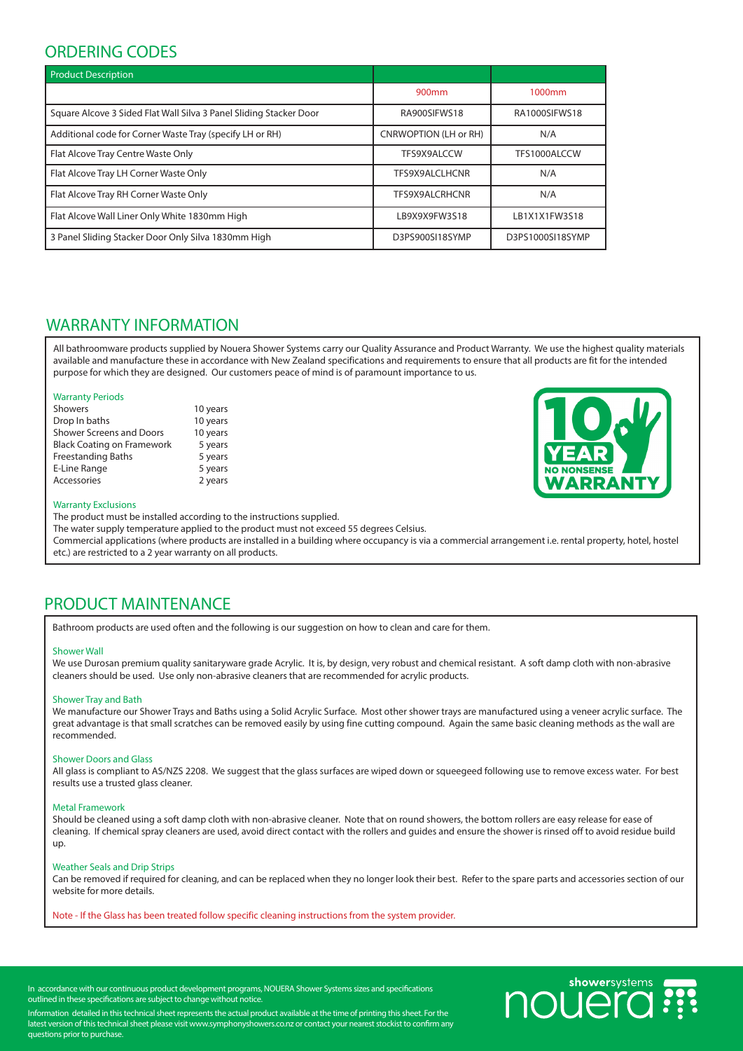## ORDERING CODES

| Product Description | | |
|---|---|---|
| | 900mm | 1000mm |
| Square Alcove 3 Sided Flat Wall Silva 3 Panel Sliding Stacker Door | RA900SIFWS18 | RA1000SIFWS18 |
| Additional code for Corner Waste Tray (specify LH or RH) | CNRWOPTION (LH or RH) | N/A |
| Flat Alcove Tray Centre Waste Only | TFS9X9ALCCW | TFS1000ALCCW |
| Flat Alcove Tray LH Corner Waste Only | TFS9X9ALCLHCNR | N/A |
| Flat Alcove Tray RH Corner Waste Only | TFS9X9ALCRHCNR | N/A |
| Flat Alcove Wall Liner Only White 1830mm High | LB9X9X9FW3S18 | LB1X1X1FW3S18 |
| 3 Panel Sliding Stacker Door Only Silva 1830mm High | D3PS900SI18SYMP | D3PS1000SI18SYMP |

## WARRANTY INFORMATION

All bathroomware products supplied by Nouera Shower Systems carry our Quality Assurance and Product Warranty. We use the highest quality materials available and manufacture these in accordance with New Zealand specifications and requirements to ensure that all products are fit for the intended purpose for which they are designed. Our customers peace of mind is of paramount importance to us.

### Warranty Periods

| | |
|---|---|
| Showers | 10 years |
| Drop In baths | 10 years |
| Shower Screens and Doors | 10 years |
| Black Coating on Framework | 5 years |
| Freestanding Baths | 5 years |
| E-Line Range | 5 years |
| Accessories | 2 years |

10 YEAR NO NONSENSE WARRANTY

### Warranty Exclusions

The product must be installed according to the instructions supplied.
The water supply temperature applied to the product must not exceed 55 degrees Celsius.
Commercial applications (where products are installed in a building where occupancy is via a commercial arrangement i.e. rental property, hotel, hostel etc.) are restricted to a 2 year warranty on all products.

## PRODUCT MAINTENANCE

Bathroom products are used often and the following is our suggestion on how to clean and care for them.

### Shower Wall

We use Durosan premium quality sanitaryware grade Acrylic. It is, by design, very robust and chemical resistant. A soft damp cloth with non-abrasive cleaners should be used. Use only non-abrasive cleaners that are recommended for acrylic products.

### Shower Tray and Bath

We manufacture our Shower Trays and Baths using a Solid Acrylic Surface. Most other shower trays are manufactured using a veneer acrylic surface. The great advantage is that small scratches can be removed easily by using fine cutting compound. Again the same basic cleaning methods as the wall are recommended.

### Shower Doors and Glass

All glass is compliant to AS/NZS 2208. We suggest that the glass surfaces are wiped down or squeegeed following use to remove excess water. For best results use a trusted glass cleaner.

### Metal Framework

Should be cleaned using a soft damp cloth with non-abrasive cleaner. Note that on round showers, the bottom rollers are easy release for ease of cleaning. If chemical spray cleaners are used, avoid direct contact with the rollers and guides and ensure the shower is rinsed off to avoid residue build up.

### Weather Seals and Drip Strips

Can be removed if required for cleaning, and can be replaced when they no longer look their best. Refer to the spare parts and accessories section of our website for more details.

Note - If the Glass has been treated follow specific cleaning instructions from the system provider.

In accordance with our continuous product development programs, NOUERA Shower Systems sizes and specifications outlined in these specifications are subject to change without notice.

Information detailed in this technical sheet represents the actual product available at the time of printing this sheet. For the latest version of this technical sheet please visit www.symphonyshowers.co.nz or contact your nearest stockist to confirm any questions prior to purchase.

showersystems nouera